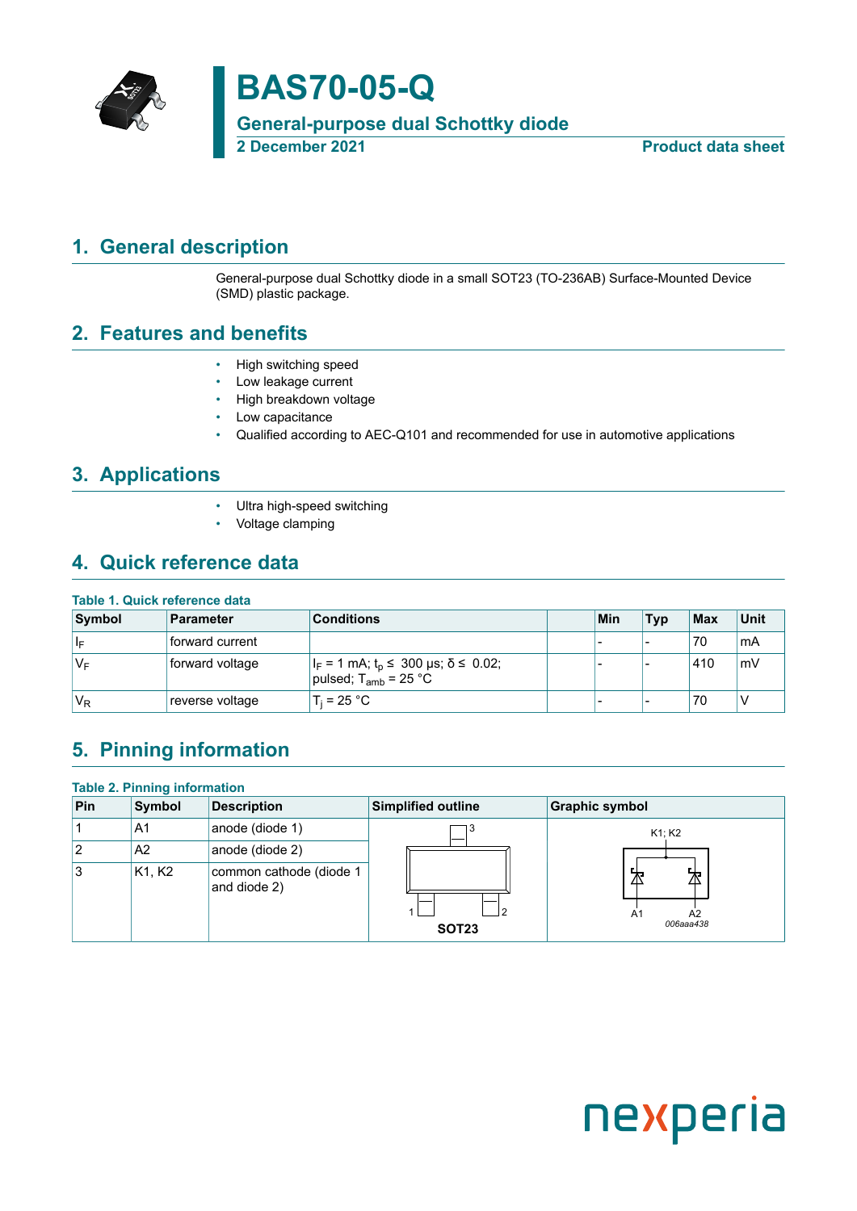# BAS70-05-Q

## General-purpose dual Schottky diode

2 December 2021 — Product data sheet

## 1. General description

General-purpose dual Schottky diode in a small SOT23 (TO-236AB) Surface-Mounted Device (SMD) plastic package.

## 2. Features and benefits

- High switching speed
- Low leakage current
- High breakdown voltage
- Low capacitance
- Qualified according to AEC-Q101 and recommended for use in automotive applications

## 3. Applications

- Ultra high-speed switching
- Voltage clamping

## 4. Quick reference data

**Table 1. Quick reference data**

| Symbol | Parameter | Conditions | | Min | Typ | Max | Unit |
|---|---|---|---|---|---|---|---|
| $I_F$ | forward current | | | - | - | 70 | mA |
| $V_F$ | forward voltage | $I_F$ = 1 mA; $t_p \leq$ 300 μs; $\delta \leq$ 0.02; pulsed; $T_{amb}$ = 25 °C | | - | - | 410 | mV |
| $V_R$ | reverse voltage | $T_j$ = 25 °C | | - | - | 70 | V |

## 5. Pinning information

**Table 2. Pinning information**

| Pin | Symbol | Description | Simplified outline | Graphic symbol |
|---|---|---|---|---|
| 1 | A1 | anode (diode 1) | SOT23 | K1; K2, A1, A2 (006aaa438) |
| 2 | A2 | anode (diode 2) | | |
| 3 | K1, K2 | common cathode (diode 1 and diode 2) | | |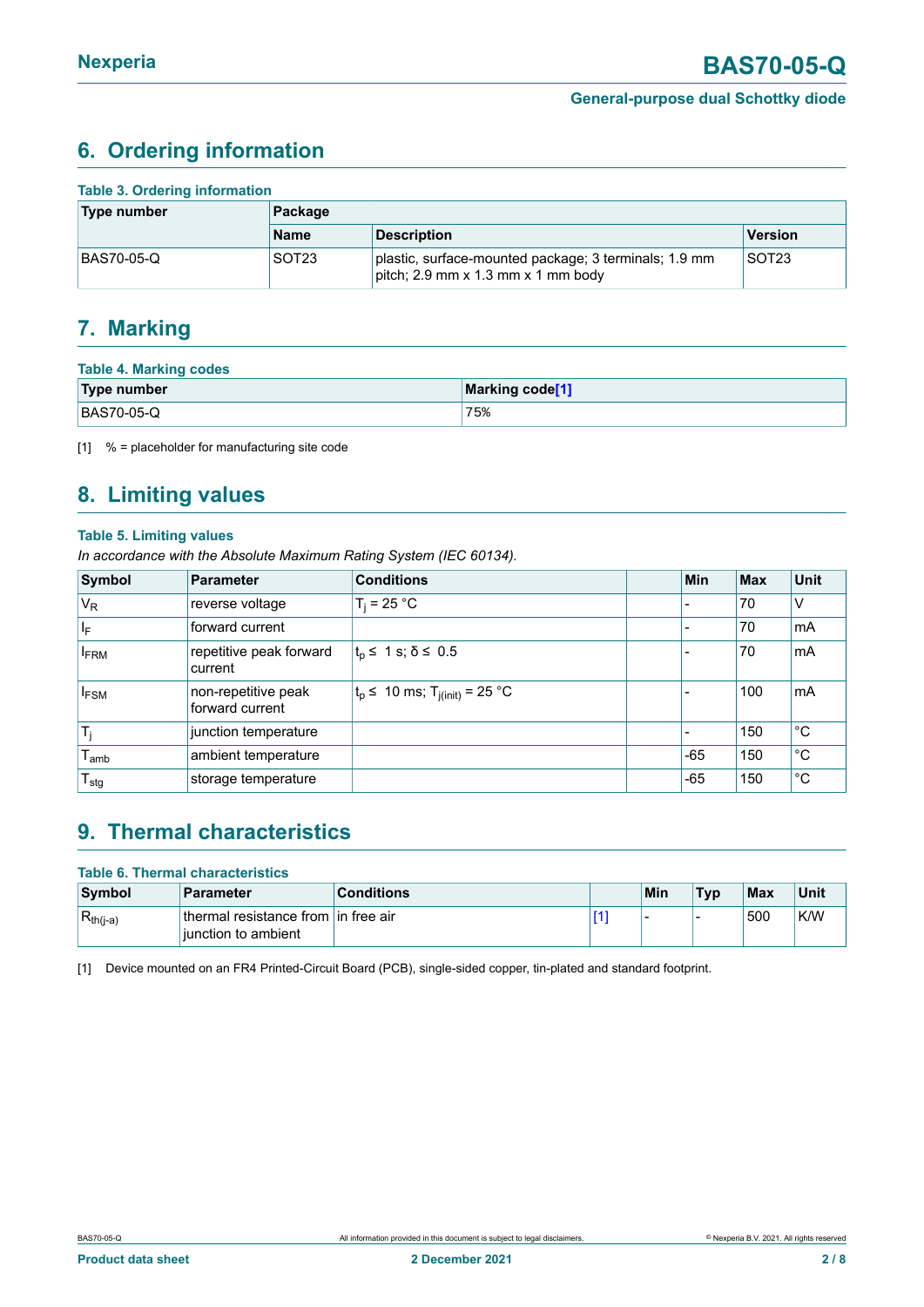## 6. Ordering information

**Table 3. Ordering information**

| Type number | Package | | |
|---|---|---|---|
| | Name | Description | Version |
| BAS70-05-Q | SOT23 | plastic, surface-mounted package; 3 terminals; 1.9 mm pitch; 2.9 mm x 1.3 mm x 1 mm body | SOT23 |

## 7. Marking

**Table 4. Marking codes**

| Type number | Marking code[1] |
|---|---|
| BAS70-05-Q | 75% |

[1] % = placeholder for manufacturing site code

## 8. Limiting values

**Table 5. Limiting values**

*In accordance with the Absolute Maximum Rating System (IEC 60134).*

| Symbol | Parameter | Conditions | | Min | Max | Unit |
|---|---|---|---|---|---|---|
| $V_R$ | reverse voltage | $T_j$ = 25 °C | | - | 70 | V |
| $I_F$ | forward current | | | - | 70 | mA |
| $I_{FRM}$ | repetitive peak forward current | $t_p \leq$ 1 s; $\delta \leq$ 0.5 | | - | 70 | mA |
| $I_{FSM}$ | non-repetitive peak forward current | $t_p \leq$ 10 ms; $T_{j(init)}$ = 25 °C | | - | 100 | mA |
| $T_j$ | junction temperature | | | - | 150 | °C |
| $T_{amb}$ | ambient temperature | | | -65 | 150 | °C |
| $T_{stg}$ | storage temperature | | | -65 | 150 | °C |

## 9. Thermal characteristics

**Table 6. Thermal characteristics**

| Symbol | Parameter | Conditions | | Min | Typ | Max | Unit |
|---|---|---|---|---|---|---|---|
| $R_{th(j-a)}$ | thermal resistance from junction to ambient | in free air | [1] | - | - | 500 | K/W |

[1] Device mounted on an FR4 Printed-Circuit Board (PCB), single-sided copper, tin-plated and standard footprint.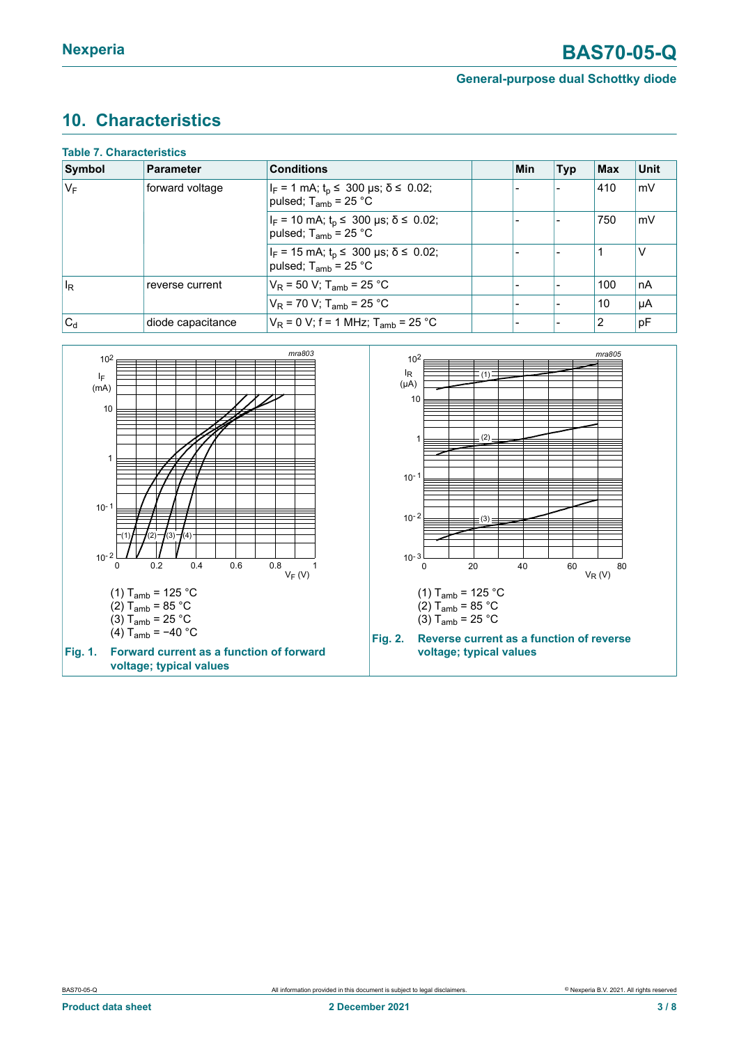## 10. Characteristics

**Table 7. Characteristics**

| Symbol | Parameter | Conditions | | Min | Typ | Max | Unit |
|---|---|---|---|---|---|---|---|
| $V_F$ | forward voltage | $I_F$ = 1 mA; $t_p$ ≤ 300 µs; δ ≤ 0.02; pulsed; $T_{amb}$ = 25 °C | | - | - | 410 | mV |
| | | $I_F$ = 10 mA; $t_p$ ≤ 300 µs; δ ≤ 0.02; pulsed; $T_{amb}$ = 25 °C | | - | - | 750 | mV |
| | | $I_F$ = 15 mA; $t_p$ ≤ 300 µs; δ ≤ 0.02; pulsed; $T_{amb}$ = 25 °C | | - | - | 1 | V |
| $I_R$ | reverse current | $V_R$ = 50 V; $T_{amb}$ = 25 °C | | - | - | 100 | nA |
| | | $V_R$ = 70 V; $T_{amb}$ = 25 °C | | - | - | 10 | µA |
| $C_d$ | diode capacitance | $V_R$ = 0 V; f = 1 MHz; $T_{amb}$ = 25 °C | | - | - | 2 | pF |

(1) $T_{amb}$ = 125 °C
(2) $T_{amb}$ = 85 °C
(3) $T_{amb}$ = 25 °C
(4) $T_{amb}$ = −40 °C

**Fig. 1. Forward current as a function of forward voltage; typical values**

(1) $T_{amb}$ = 125 °C
(2) $T_{amb}$ = 85 °C
(3) $T_{amb}$ = 25 °C

**Fig. 2. Reverse current as a function of reverse voltage; typical values**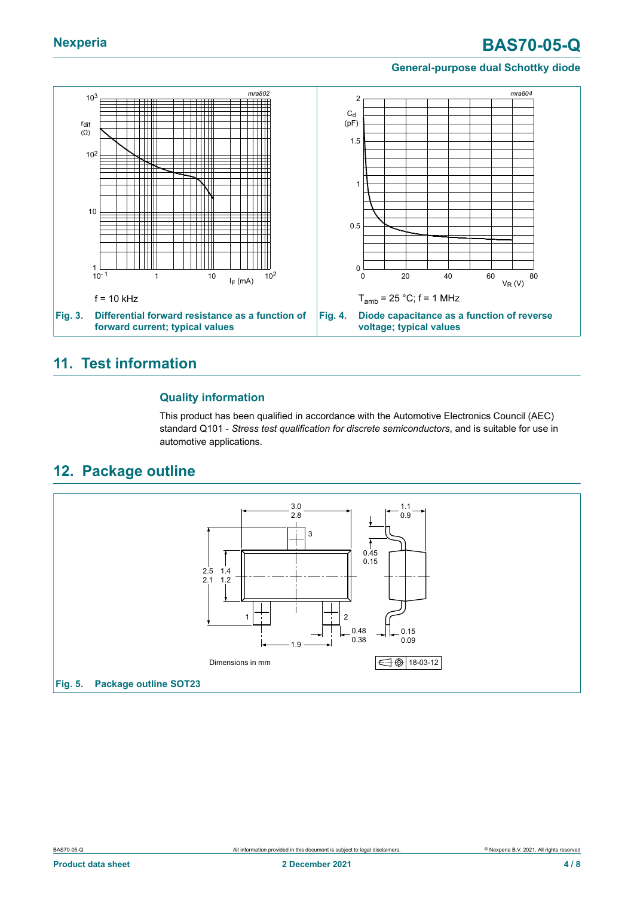f = 10 kHz

**Fig. 3. Differential forward resistance as a function of forward current; typical values**

$T_{amb}$ = 25 °C; f = 1 MHz

**Fig. 4. Diode capacitance as a function of reverse voltage; typical values**

## 11. Test information

### Quality information

This product has been qualified in accordance with the Automotive Electronics Council (AEC) standard Q101 - *Stress test qualification for discrete semiconductors*, and is suitable for use in automotive applications.

## 12. Package outline

Dimensions in mm

**Fig. 5. Package outline SOT23**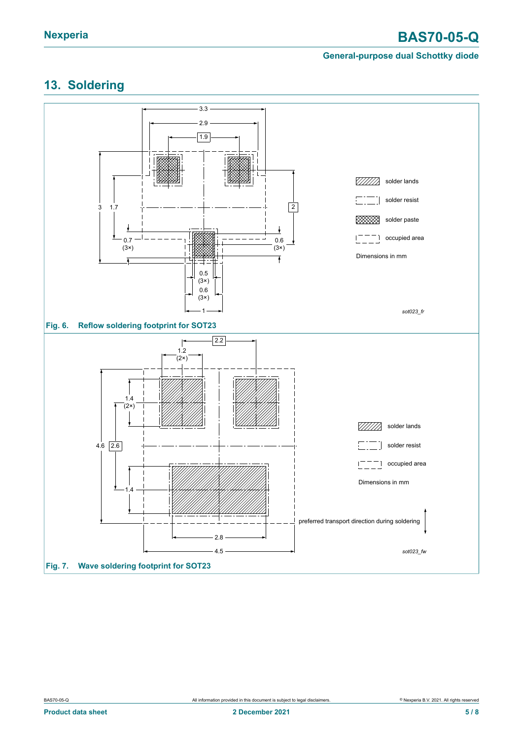## 13. Soldering

Fig. 6. Reflow soldering footprint for SOT23

Fig. 7. Wave soldering footprint for SOT23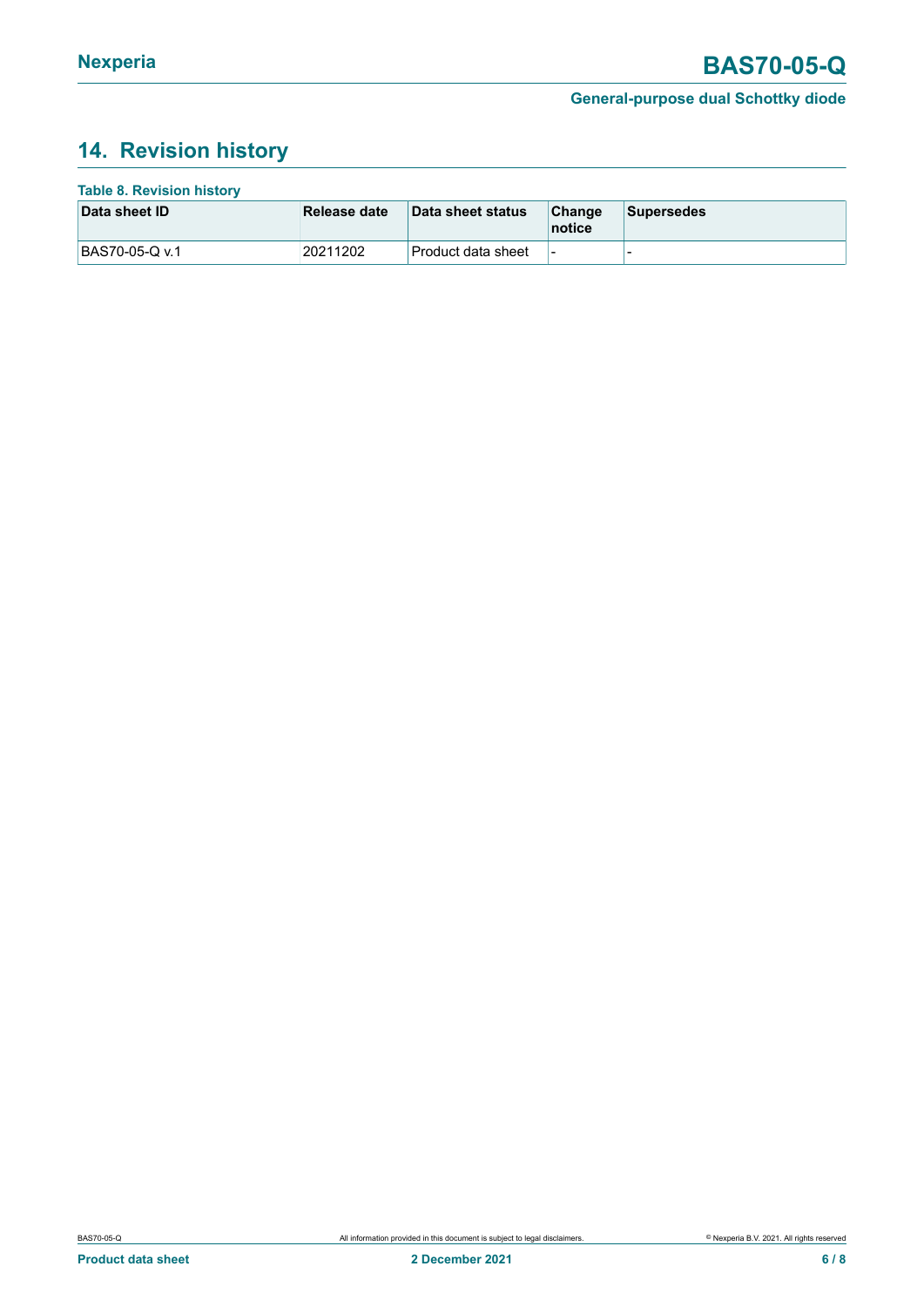## 14. Revision history

**Table 8. Revision history**

| Data sheet ID | Release date | Data sheet status | Change notice | Supersedes |
|---|---|---|---|---|
| BAS70-05-Q v.1 | 20211202 | Product data sheet | - | - |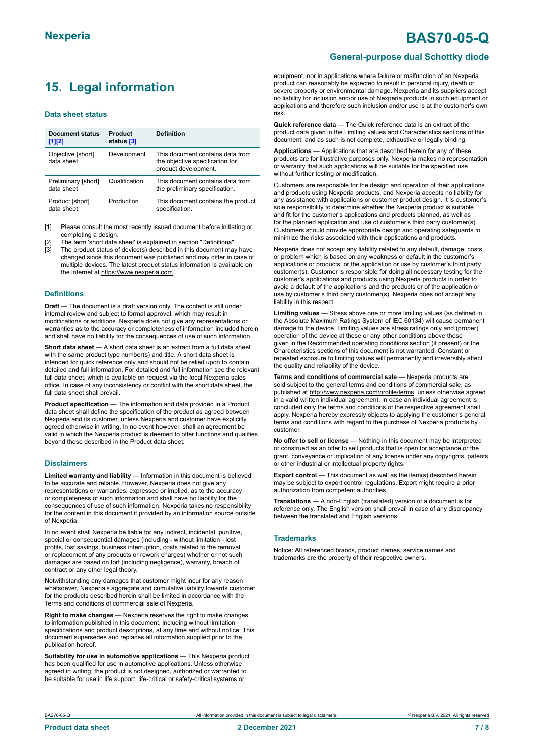## 15. Legal information

### Data sheet status

| Document status [1][2] | Product status [3] | Definition |
|---|---|---|
| Objective [short] data sheet | Development | This document contains data from the objective specification for product development. |
| Preliminary [short] data sheet | Qualification | This document contains data from the preliminary specification. |
| Product [short] data sheet | Production | This document contains the product specification. |

[1] Please consult the most recently issued document before initiating or completing a design.
[2] The term 'short data sheet' is explained in section "Definitions".
[3] The product status of device(s) described in this document may have changed since this document was published and may differ in case of multiple devices. The latest product status information is available on the internet at https://www.nexperia.com.

### Definitions

**Draft** — The document is a draft version only. The content is still under internal review and subject to formal approval, which may result in modifications or additions. Nexperia does not give any representations or warranties as to the accuracy or completeness of information included herein and shall have no liability for the consequences of use of such information.

**Short data sheet** — A short data sheet is an extract from a full data sheet with the same product type number(s) and title. A short data sheet is intended for quick reference only and should not be relied upon to contain detailed and full information. For detailed and full information see the relevant full data sheet, which is available on request via the local Nexperia sales office. In case of any inconsistency or conflict with the short data sheet, the full data sheet shall prevail.

**Product specification** — The information and data provided in a Product data sheet shall define the specification of the product as agreed between Nexperia and its customer, unless Nexperia and customer have explicitly agreed otherwise in writing. In no event however, shall an agreement be valid in which the Nexperia product is deemed to offer functions and qualities beyond those described in the Product data sheet.

### Disclaimers

**Limited warranty and liability** — Information in this document is believed to be accurate and reliable. However, Nexperia does not give any representations or warranties, expressed or implied, as to the accuracy or completeness of such information and shall have no liability for the consequences of use of such information. Nexperia takes no responsibility for the content in this document if provided by an information source outside of Nexperia.

In no event shall Nexperia be liable for any indirect, incidental, punitive, special or consequential damages (including - without limitation - lost profits, lost savings, business interruption, costs related to the removal or replacement of any products or rework charges) whether or not such damages are based on tort (including negligence), warranty, breach of contract or any other legal theory.

Notwithstanding any damages that customer might incur for any reason whatsoever, Nexperia's aggregate and cumulative liability towards customer for the products described herein shall be limited in accordance with the Terms and conditions of commercial sale of Nexperia.

**Right to make changes** — Nexperia reserves the right to make changes to information published in this document, including without limitation specifications and product descriptions, at any time and without notice. This document supersedes and replaces all information supplied prior to the publication hereof.

**Suitability for use in automotive applications** — This Nexperia product has been qualified for use in automotive applications. Unless otherwise agreed in writing, the product is not designed, authorized or warranted to be suitable for use in life support, life-critical or safety-critical systems or equipment, nor in applications where failure or malfunction of an Nexperia product can reasonably be expected to result in personal injury, death or severe property or environmental damage. Nexperia and its suppliers accept no liability for inclusion and/or use of Nexperia products in such equipment or applications and therefore such inclusion and/or use is at the customer's own risk.

**Quick reference data** — The Quick reference data is an extract of the product data given in the Limiting values and Characteristics sections of this document, and as such is not complete, exhaustive or legally binding.

**Applications** — Applications that are described herein for any of these products are for illustrative purposes only. Nexperia makes no representation or warranty that such applications will be suitable for the specified use without further testing or modification.

Customers are responsible for the design and operation of their applications and products using Nexperia products, and Nexperia accepts no liability for any assistance with applications or customer product design. It is customer's sole responsibility to determine whether the Nexperia product is suitable and fit for the customer's applications and products planned, as well as for the planned application and use of customer's third party customer(s). Customers should provide appropriate design and operating safeguards to minimize the risks associated with their applications and products.

Nexperia does not accept any liability related to any default, damage, costs or problem which is based on any weakness or default in the customer's applications or products, or the application or use by customer's third party customer(s). Customer is responsible for doing all necessary testing for the customer's applications and products using Nexperia products in order to avoid a default of the applications and the products or of the application or use by customer's third party customer(s). Nexperia does not accept any liability in this respect.

**Limiting values** — Stress above one or more limiting values (as defined in the Absolute Maximum Ratings System of IEC 60134) will cause permanent damage to the device. Limiting values are stress ratings only and (proper) operation of the device at these or any other conditions above those given in the Recommended operating conditions section (if present) or the Characteristics sections of this document is not warranted. Constant or repeated exposure to limiting values will permanently and irreversibly affect the quality and reliability of the device.

**Terms and conditions of commercial sale** — Nexperia products are sold subject to the general terms and conditions of commercial sale, as published at http://www.nexperia.com/profile/terms, unless otherwise agreed in a valid written individual agreement. In case an individual agreement is concluded only the terms and conditions of the respective agreement shall apply. Nexperia hereby expressly objects to applying the customer's general terms and conditions with regard to the purchase of Nexperia products by customer.

**No offer to sell or license** — Nothing in this document may be interpreted or construed as an offer to sell products that is open for acceptance or the grant, conveyance or implication of any license under any copyrights, patents or other industrial or intellectual property rights.

**Export control** — This document as well as the item(s) described herein may be subject to export control regulations. Export might require a prior authorization from competent authorities.

**Translations** — A non-English (translated) version of a document is for reference only. The English version shall prevail in case of any discrepancy between the translated and English versions.

### Trademarks

Notice: All referenced brands, product names, service names and trademarks are the property of their respective owners.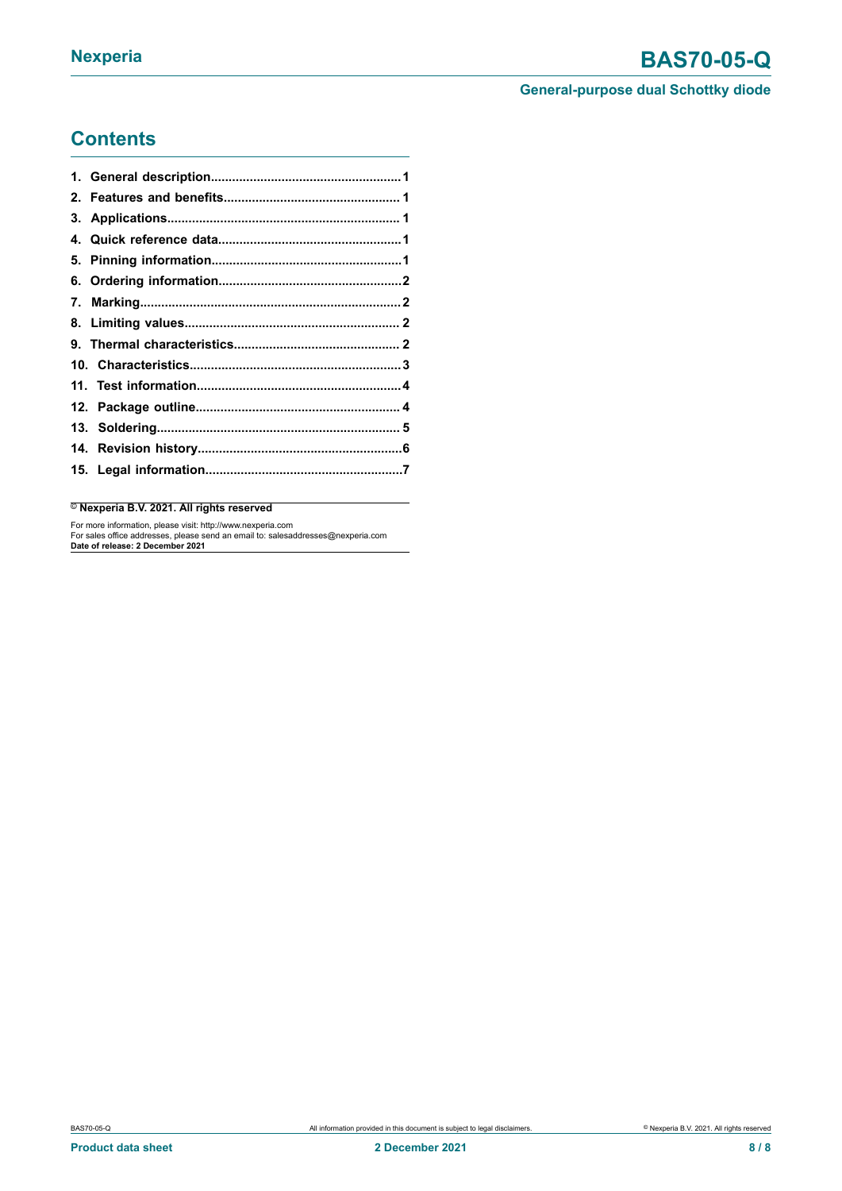## Contents

1. General description........................................................1
2. Features and benefits......................................................1
3. Applications..................................................................1
4. Quick reference data.......................................................1
5. Pinning information.........................................................1
6. Ordering information.......................................................2
7. Marking.........................................................................2
8. Limiting values...............................................................2
9. Thermal characteristics...................................................2
10. Characteristics..............................................................3
11. Test information............................................................4
12. Package outline.............................................................4
13. Soldering......................................................................5
14. Revision history............................................................6
15. Legal information...........................................................7

**© Nexperia B.V. 2021. All rights reserved**

For more information, please visit: http://www.nexperia.com
For sales office addresses, please send an email to: salesaddresses@nexperia.com
**Date of release: 2 December 2021**